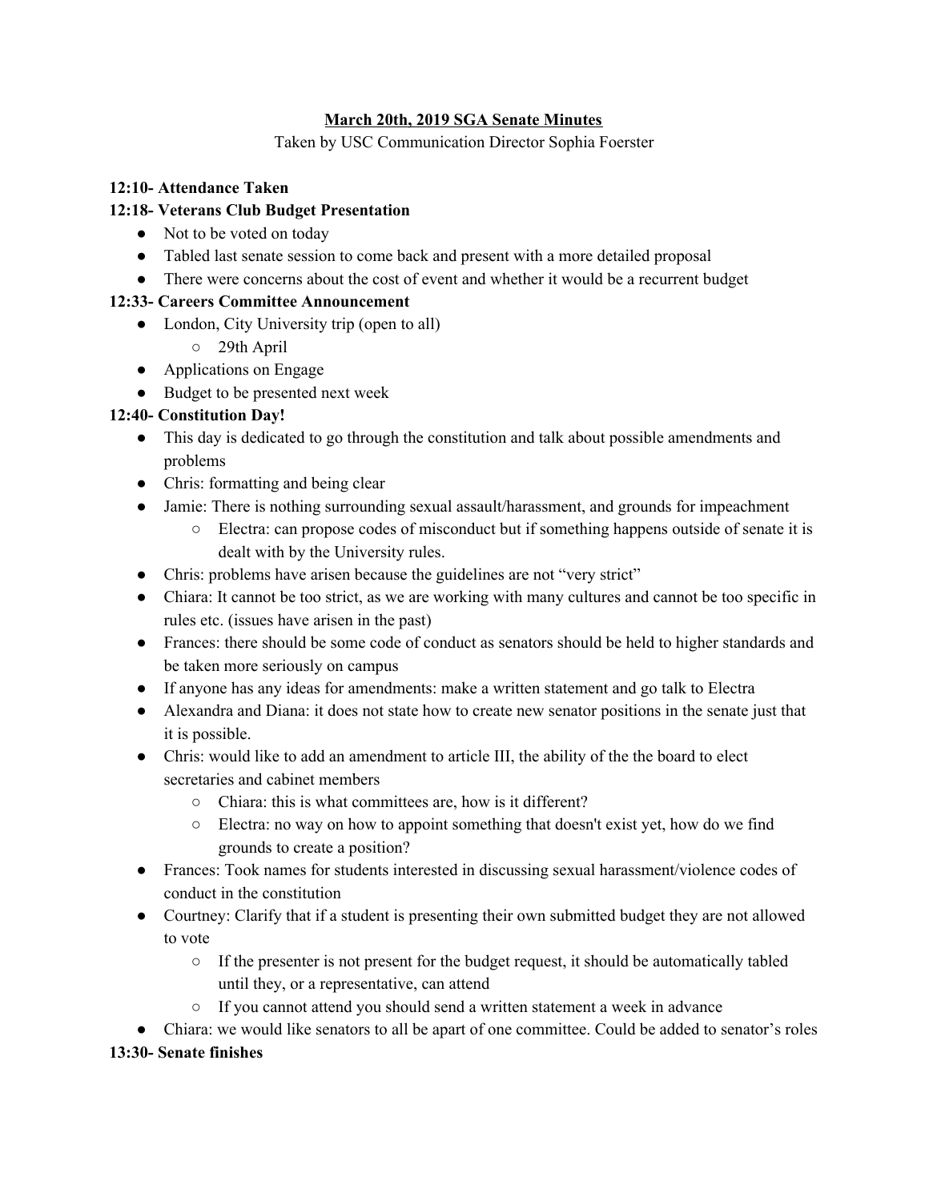# <u>March 20th, 2019 SGA Senate Minutes</u>

Taken by USC Communication Director Sophia Foerster

**12:10- Attendance Taken**

**12:18- Veterans Club Budget Presentation**

- Not to be voted on today
- Tabled last senate session to come back and present with a more detailed proposal
- There were concerns about the cost of event and whether it would be a recurrent budget

**12:33- Careers Committee Announcement**

- London, City University trip (open to all)
  - 29th April
- Applications on Engage
- Budget to be presented next week

**12:40- Constitution Day!**

- This day is dedicated to go through the constitution and talk about possible amendments and problems
- Chris: formatting and being clear
- Jamie: There is nothing surrounding sexual assault/harassment, and grounds for impeachment
  - Electra: can propose codes of misconduct but if something happens outside of senate it is dealt with by the University rules.
- Chris: problems have arisen because the guidelines are not "very strict"
- Chiara: It cannot be too strict, as we are working with many cultures and cannot be too specific in rules etc. (issues have arisen in the past)
- Frances: there should be some code of conduct as senators should be held to higher standards and be taken more seriously on campus
- If anyone has any ideas for amendments: make a written statement and go talk to Electra
- Alexandra and Diana: it does not state how to create new senator positions in the senate just that it is possible.
- Chris: would like to add an amendment to article III, the ability of the the board to elect secretaries and cabinet members
  - Chiara: this is what committees are, how is it different?
  - Electra: no way on how to appoint something that doesn't exist yet, how do we find grounds to create a position?
- Frances: Took names for students interested in discussing sexual harassment/violence codes of conduct in the constitution
- Courtney: Clarify that if a student is presenting their own submitted budget they are not allowed to vote
  - If the presenter is not present for the budget request, it should be automatically tabled until they, or a representative, can attend
  - If you cannot attend you should send a written statement a week in advance
- Chiara: we would like senators to all be apart of one committee. Could be added to senator's roles

**13:30- Senate finishes**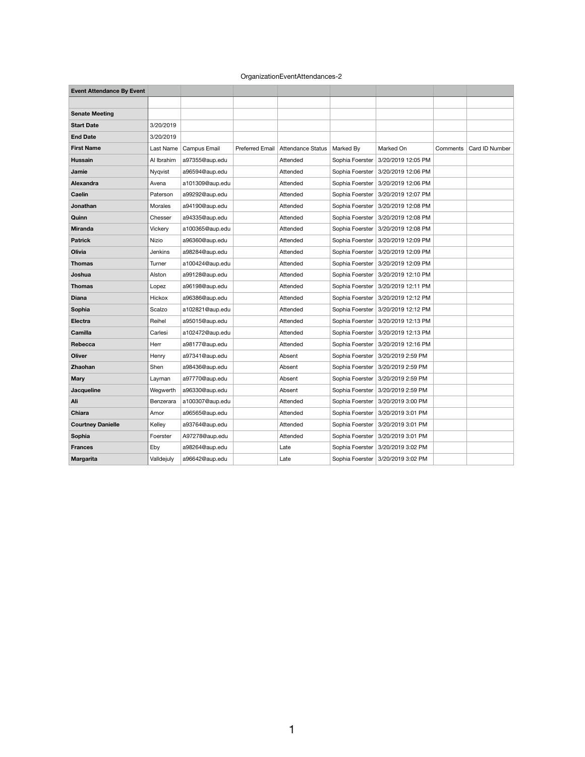OrganizationEventAttendances-2

| Event Attendance By Event | | | | | | | | |
|---|---|---|---|---|---|---|---|---|
| | | | | | | | | |
| **Senate Meeting** | | | | | | | | |
| **Start Date** | 3/20/2019 | | | | | | | |
| **End Date** | 3/20/2019 | | | | | | | |
| **First Name** | Last Name | Campus Email | Preferred Email | Attendance Status | Marked By | Marked On | Comments | Card ID Number |
| **Hussain** | Al Ibrahim | a97355@aup.edu | | Attended | Sophia Foerster | 3/20/2019 12:05 PM | | |
| **Jamie** | Nyqvist | a96594@aup.edu | | Attended | Sophia Foerster | 3/20/2019 12:06 PM | | |
| **Alexandra** | Avena | a101309@aup.edu | | Attended | Sophia Foerster | 3/20/2019 12:06 PM | | |
| **Caelin** | Paterson | a99292@aup.edu | | Attended | Sophia Foerster | 3/20/2019 12:07 PM | | |
| **Jonathan** | Morales | a94190@aup.edu | | Attended | Sophia Foerster | 3/20/2019 12:08 PM | | |
| **Quinn** | Chesser | a94335@aup.edu | | Attended | Sophia Foerster | 3/20/2019 12:08 PM | | |
| **Miranda** | Vickery | a100365@aup.edu | | Attended | Sophia Foerster | 3/20/2019 12:08 PM | | |
| **Patrick** | Nizio | a96360@aup.edu | | Attended | Sophia Foerster | 3/20/2019 12:09 PM | | |
| **Olivia** | Jenkins | a98284@aup.edu | | Attended | Sophia Foerster | 3/20/2019 12:09 PM | | |
| **Thomas** | Turner | a100424@aup.edu | | Attended | Sophia Foerster | 3/20/2019 12:09 PM | | |
| **Joshua** | Alston | a99128@aup.edu | | Attended | Sophia Foerster | 3/20/2019 12:10 PM | | |
| **Thomas** | Lopez | a96198@aup.edu | | Attended | Sophia Foerster | 3/20/2019 12:11 PM | | |
| **Diana** | Hickox | a96386@aup.edu | | Attended | Sophia Foerster | 3/20/2019 12:12 PM | | |
| **Sophia** | Scalzo | a102821@aup.edu | | Attended | Sophia Foerster | 3/20/2019 12:12 PM | | |
| **Electra** | Reihel | a95015@aup.edu | | Attended | Sophia Foerster | 3/20/2019 12:13 PM | | |
| **Camilla** | Carlesi | a102472@aup.edu | | Attended | Sophia Foerster | 3/20/2019 12:13 PM | | |
| **Rebecca** | Herr | a98177@aup.edu | | Attended | Sophia Foerster | 3/20/2019 12:16 PM | | |
| **Oliver** | Henry | a97341@aup.edu | | Absent | Sophia Foerster | 3/20/2019 2:59 PM | | |
| **Zhaohan** | Shen | a98436@aup.edu | | Absent | Sophia Foerster | 3/20/2019 2:59 PM | | |
| **Mary** | Layman | a97770@aup.edu | | Absent | Sophia Foerster | 3/20/2019 2:59 PM | | |
| **Jacqueline** | Wegwerth | a96330@aup.edu | | Absent | Sophia Foerster | 3/20/2019 2:59 PM | | |
| **Ali** | Benzerara | a100307@aup.edu | | Attended | Sophia Foerster | 3/20/2019 3:00 PM | | |
| **Chiara** | Amor | a96565@aup.edu | | Attended | Sophia Foerster | 3/20/2019 3:01 PM | | |
| **Courtney Danielle** | Kelley | a93764@aup.edu | | Attended | Sophia Foerster | 3/20/2019 3:01 PM | | |
| **Sophia** | Foerster | A97278@aup.edu | | Attended | Sophia Foerster | 3/20/2019 3:01 PM | | |
| **Frances** | Eby | a98264@aup.edu | | Late | Sophia Foerster | 3/20/2019 3:02 PM | | |
| **Margarita** | Valldejuly | a96642@aup.edu | | Late | Sophia Foerster | 3/20/2019 3:02 PM | | |